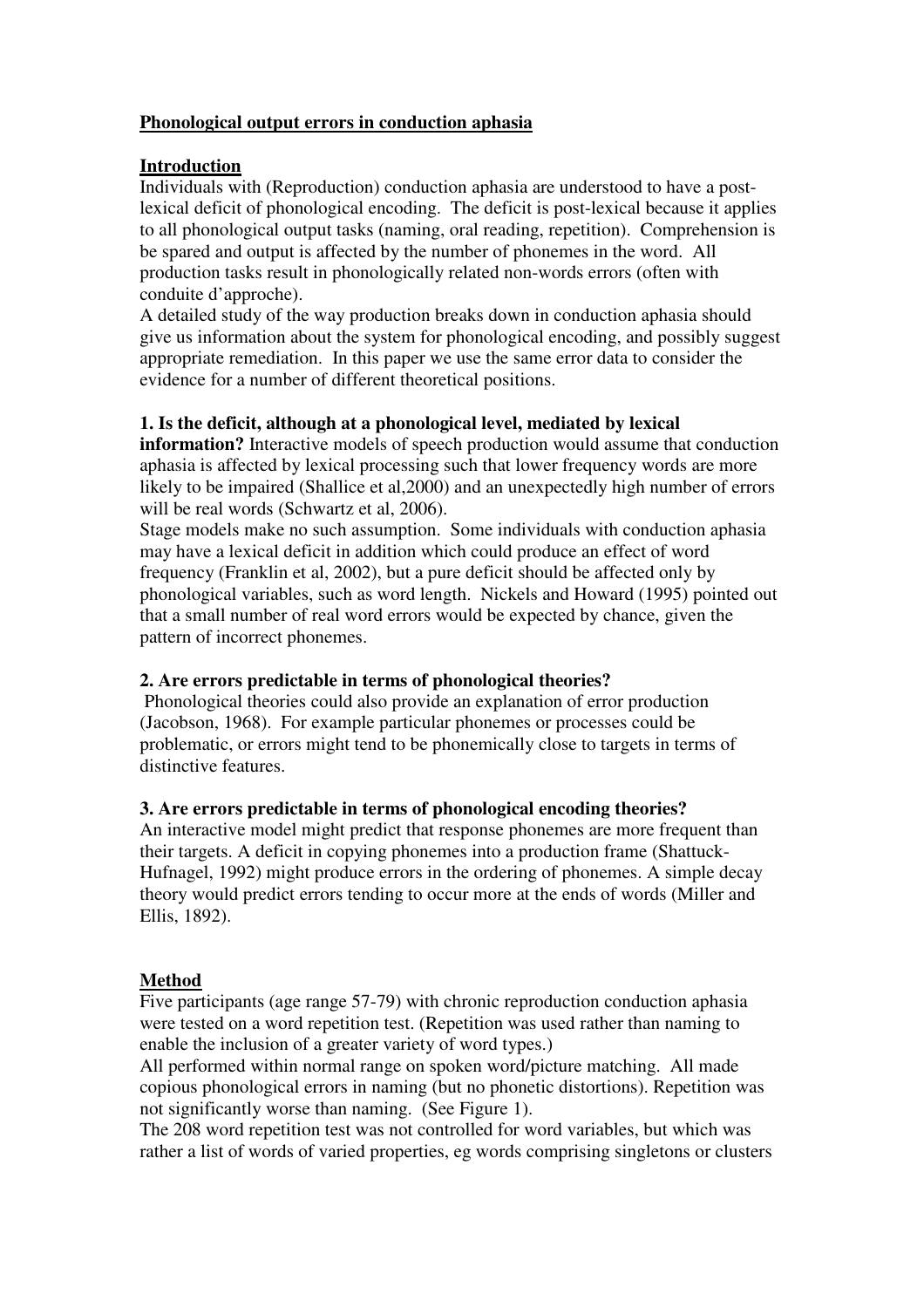**Phonological output errors in conduction aphasia**

**Introduction**

Individuals with (Reproduction) conduction aphasia are understood to have a post-lexical deficit of phonological encoding. The deficit is post-lexical because it applies to all phonological output tasks (naming, oral reading, repetition). Comprehension is be spared and output is affected by the number of phonemes in the word. All production tasks result in phonologically related non-words errors (often with conduite d'approche).

A detailed study of the way production breaks down in conduction aphasia should give us information about the system for phonological encoding, and possibly suggest appropriate remediation. In this paper we use the same error data to consider the evidence for a number of different theoretical positions.

**1. Is the deficit, although at a phonological level, mediated by lexical information?** Interactive models of speech production would assume that conduction aphasia is affected by lexical processing such that lower frequency words are more likely to be impaired (Shallice et al,2000) and an unexpectedly high number of errors will be real words (Schwartz et al, 2006).

Stage models make no such assumption. Some individuals with conduction aphasia may have a lexical deficit in addition which could produce an effect of word frequency (Franklin et al, 2002), but a pure deficit should be affected only by phonological variables, such as word length. Nickels and Howard (1995) pointed out that a small number of real word errors would be expected by chance, given the pattern of incorrect phonemes.

**2. Are errors predictable in terms of phonological theories?**

Phonological theories could also provide an explanation of error production (Jacobson, 1968). For example particular phonemes or processes could be problematic, or errors might tend to be phonemically close to targets in terms of distinctive features.

**3. Are errors predictable in terms of phonological encoding theories?**

An interactive model might predict that response phonemes are more frequent than their targets. A deficit in copying phonemes into a production frame (Shattuck-Hufnagel, 1992) might produce errors in the ordering of phonemes. A simple decay theory would predict errors tending to occur more at the ends of words (Miller and Ellis, 1892).

**Method**

Five participants (age range 57-79) with chronic reproduction conduction aphasia were tested on a word repetition test. (Repetition was used rather than naming to enable the inclusion of a greater variety of word types.)

All performed within normal range on spoken word/picture matching. All made copious phonological errors in naming (but no phonetic distortions). Repetition was not significantly worse than naming. (See Figure 1).

The 208 word repetition test was not controlled for word variables, but which was rather a list of words of varied properties, eg words comprising singletons or clusters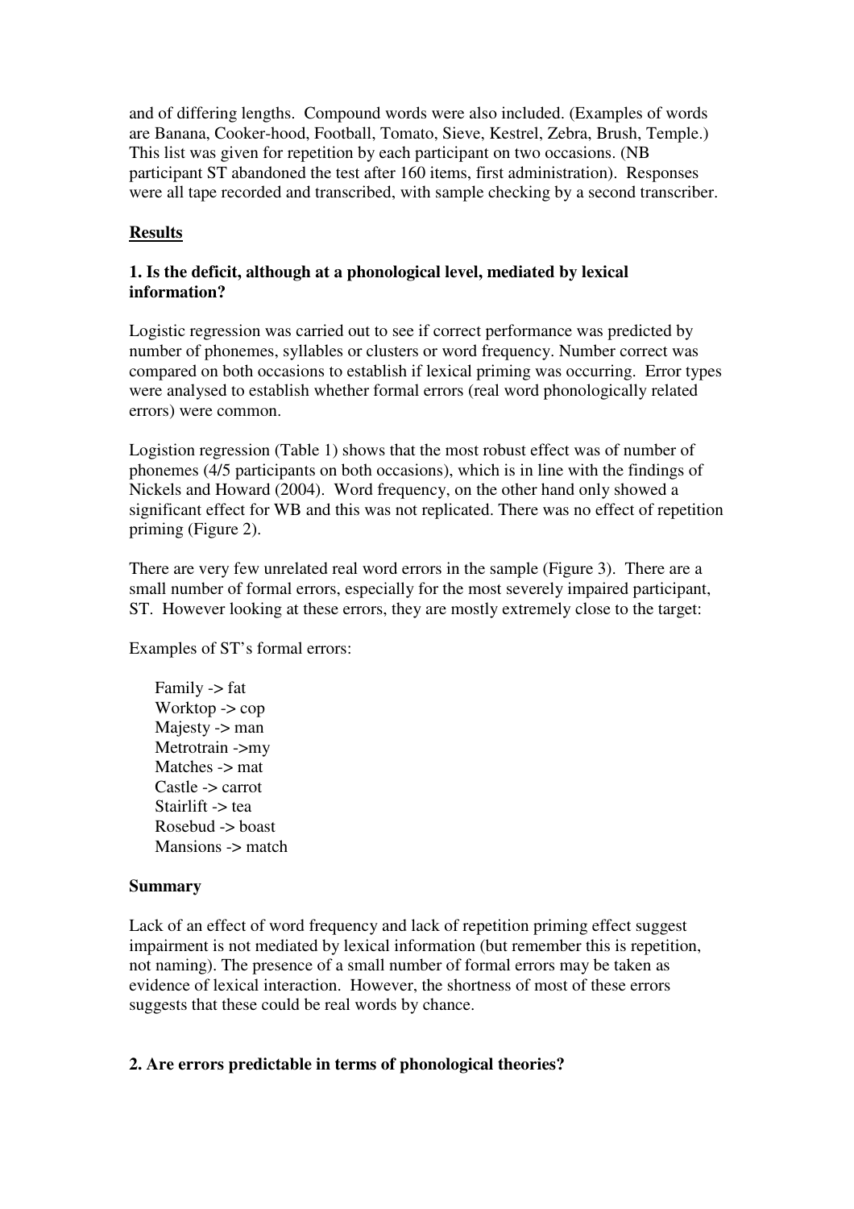and of differing lengths. Compound words were also included. (Examples of words are Banana, Cooker-hood, Football, Tomato, Sieve, Kestrel, Zebra, Brush, Temple.) This list was given for repetition by each participant on two occasions. (NB participant ST abandoned the test after 160 items, first administration). Responses were all tape recorded and transcribed, with sample checking by a second transcriber.

## Results

### 1. Is the deficit, although at a phonological level, mediated by lexical information?

Logistic regression was carried out to see if correct performance was predicted by number of phonemes, syllables or clusters or word frequency. Number correct was compared on both occasions to establish if lexical priming was occurring. Error types were analysed to establish whether formal errors (real word phonologically related errors) were common.

Logistion regression (Table 1) shows that the most robust effect was of number of phonemes (4/5 participants on both occasions), which is in line with the findings of Nickels and Howard (2004). Word frequency, on the other hand only showed a significant effect for WB and this was not replicated. There was no effect of repetition priming (Figure 2).

There are very few unrelated real word errors in the sample (Figure 3). There are a small number of formal errors, especially for the most severely impaired participant, ST. However looking at these errors, they are mostly extremely close to the target:

Examples of ST's formal errors:

Family -> fat
Worktop -> cop
Majesty -> man
Metrotrain ->my
Matches -> mat
Castle -> carrot
Stairlift -> tea
Rosebud -> boast
Mansions -> match

#### Summary

Lack of an effect of word frequency and lack of repetition priming effect suggest impairment is not mediated by lexical information (but remember this is repetition, not naming). The presence of a small number of formal errors may be taken as evidence of lexical interaction. However, the shortness of most of these errors suggests that these could be real words by chance.

### 2. Are errors predictable in terms of phonological theories?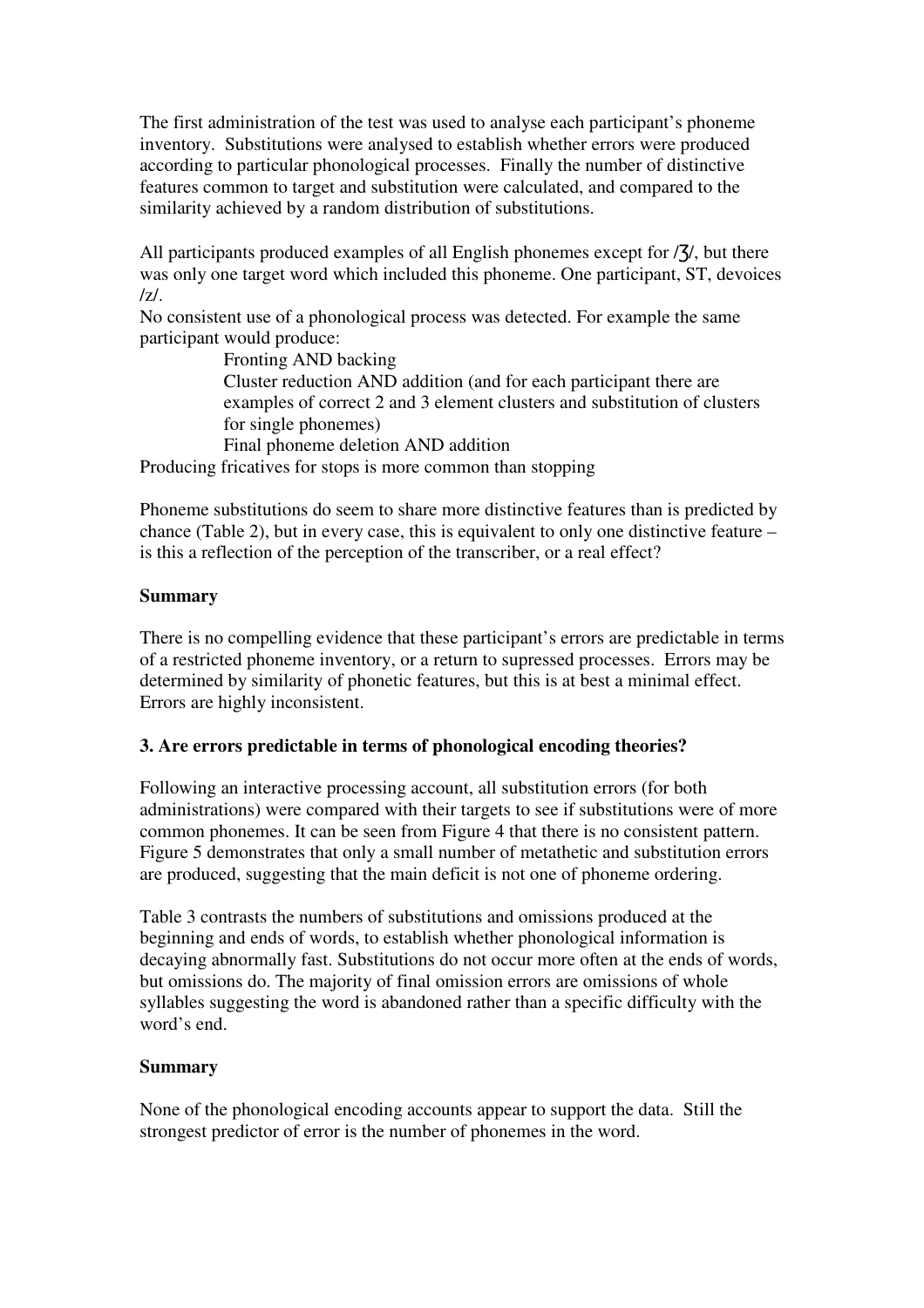The first administration of the test was used to analyse each participant's phoneme inventory. Substitutions were analysed to establish whether errors were produced according to particular phonological processes. Finally the number of distinctive features common to target and substitution were calculated, and compared to the similarity achieved by a random distribution of substitutions.

All participants produced examples of all English phonemes except for /ʒ/, but there was only one target word which included this phoneme. One participant, ST, devoices /z/.

No consistent use of a phonological process was detected. For example the same participant would produce:

- Fronting AND backing
- Cluster reduction AND addition (and for each participant there are examples of correct 2 and 3 element clusters and substitution of clusters for single phonemes)
- Final phoneme deletion AND addition

Producing fricatives for stops is more common than stopping

Phoneme substitutions do seem to share more distinctive features than is predicted by chance (Table 2), but in every case, this is equivalent to only one distinctive feature – is this a reflection of the perception of the transcriber, or a real effect?

**Summary**

There is no compelling evidence that these participant's errors are predictable in terms of a restricted phoneme inventory, or a return to supressed processes. Errors may be determined by similarity of phonetic features, but this is at best a minimal effect. Errors are highly inconsistent.

**3. Are errors predictable in terms of phonological encoding theories?**

Following an interactive processing account, all substitution errors (for both administrations) were compared with their targets to see if substitutions were of more common phonemes. It can be seen from Figure 4 that there is no consistent pattern. Figure 5 demonstrates that only a small number of metathetic and substitution errors are produced, suggesting that the main deficit is not one of phoneme ordering.

Table 3 contrasts the numbers of substitutions and omissions produced at the beginning and ends of words, to establish whether phonological information is decaying abnormally fast. Substitutions do not occur more often at the ends of words, but omissions do. The majority of final omission errors are omissions of whole syllables suggesting the word is abandoned rather than a specific difficulty with the word's end.

**Summary**

None of the phonological encoding accounts appear to support the data. Still the strongest predictor of error is the number of phonemes in the word.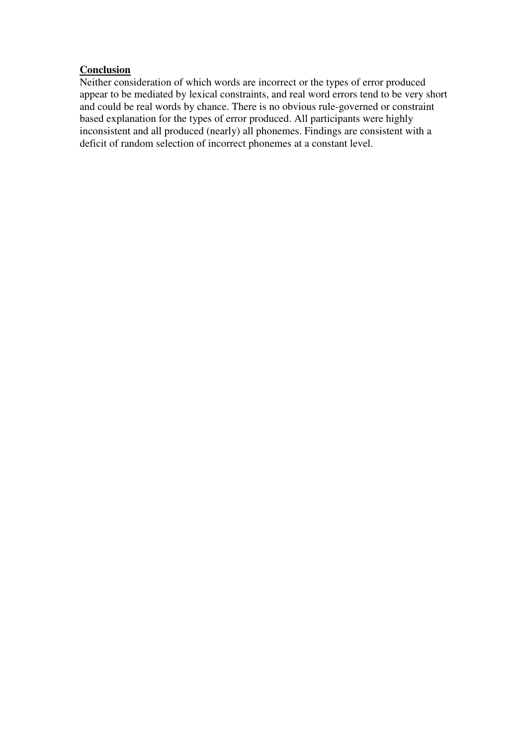**Conclusion**

Neither consideration of which words are incorrect or the types of error produced appear to be mediated by lexical constraints, and real word errors tend to be very short and could be real words by chance. There is no obvious rule-governed or constraint based explanation for the types of error produced. All participants were highly inconsistent and all produced (nearly) all phonemes. Findings are consistent with a deficit of random selection of incorrect phonemes at a constant level.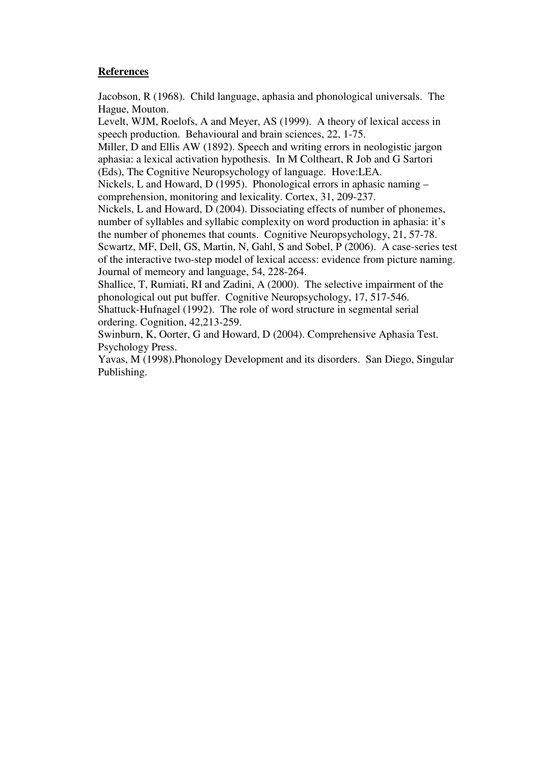**References**

Jacobson, R (1968). Child language, aphasia and phonological universals. The Hague, Mouton.

Levelt, WJM, Roelofs, A and Meyer, AS (1999). A theory of lexical access in speech production. Behavioural and brain sciences, 22, 1-75.

Miller, D and Ellis AW (1892). Speech and writing errors in neologistic jargon aphasia: a lexical activation hypothesis. In M Coltheart, R Job and G Sartori (Eds), The Cognitive Neuropsychology of language. Hove:LEA.

Nickels, L and Howard, D (1995). Phonological errors in aphasic naming – comprehension, monitoring and lexicality. Cortex, 31, 209-237.

Nickels, L and Howard, D (2004). Dissociating effects of number of phonemes, number of syllables and syllabic complexity on word production in aphasia: it's the number of phonemes that counts. Cognitive Neuropsychology, 21, 57-78.

Scwartz, MF, Dell, GS, Martin, N, Gahl, S and Sobel, P (2006). A case-series test of the interactive two-step model of lexical access: evidence from picture naming. Journal of memeory and language, 54, 228-264.

Shallice, T, Rumiati, RI and Zadini, A (2000). The selective impairment of the phonological out put buffer. Cognitive Neuropsychology, 17, 517-546.

Shattuck-Hufnagel (1992). The role of word structure in segmental serial ordering. Cognition, 42,213-259.

Swinburn, K, Oorter, G and Howard, D (2004). Comprehensive Aphasia Test. Psychology Press.

Yavas, M (1998).Phonology Development and its disorders. San Diego, Singular Publishing.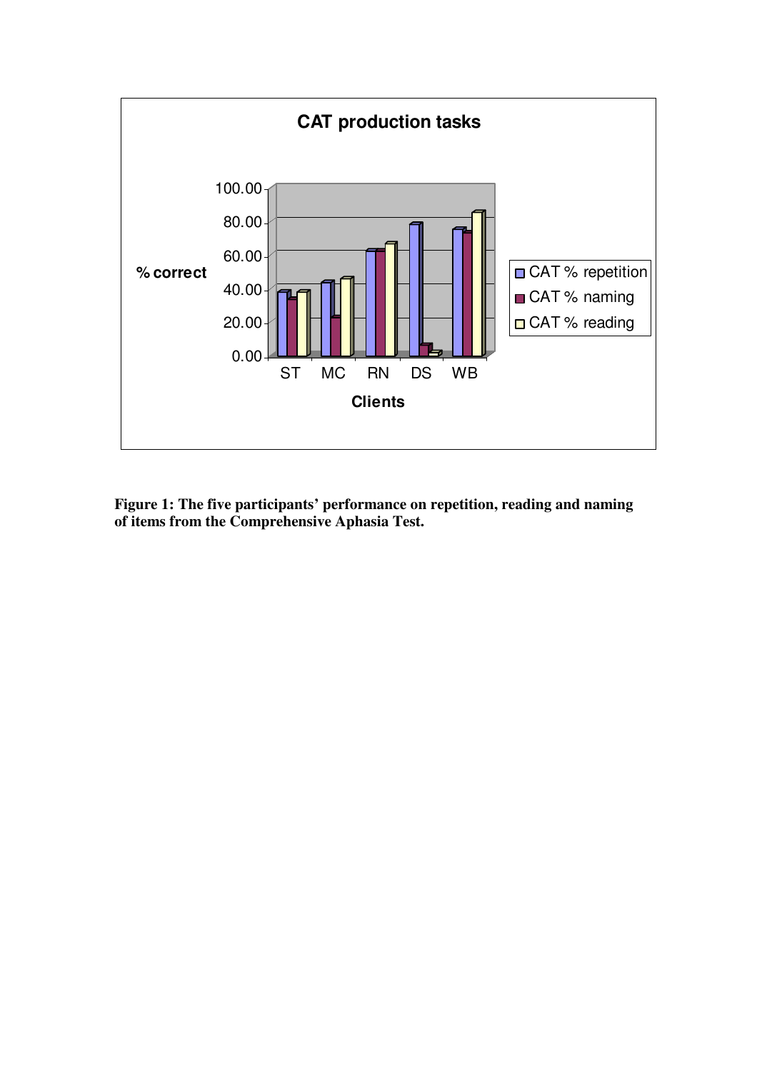**Figure 1: The five participants' performance on repetition, reading and naming of items from the Comprehensive Aphasia Test.**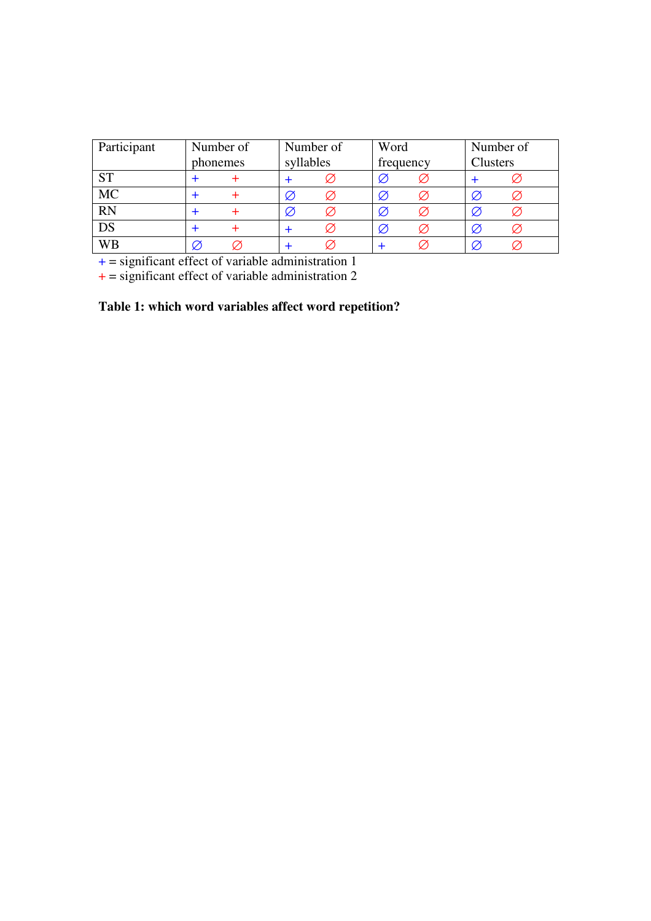| Participant | Number of phonemes | | Number of syllables | | Word frequency | | Number of Clusters | |
|---|---|---|---|---|---|---|---|---|
| ST | + | + | + | ∅ | ∅ | ∅ | + | ∅ |
| MC | + | + | ∅ | ∅ | ∅ | ∅ | ∅ | ∅ |
| RN | + | + | ∅ | ∅ | ∅ | ∅ | ∅ | ∅ |
| DS | + | + | + | ∅ | ∅ | ∅ | ∅ | ∅ |
| WB | ∅ | ∅ | + | ∅ | + | ∅ | ∅ | ∅ |

+ = significant effect of variable administration 1
+ = significant effect of variable administration 2

**Table 1: which word variables affect word repetition?**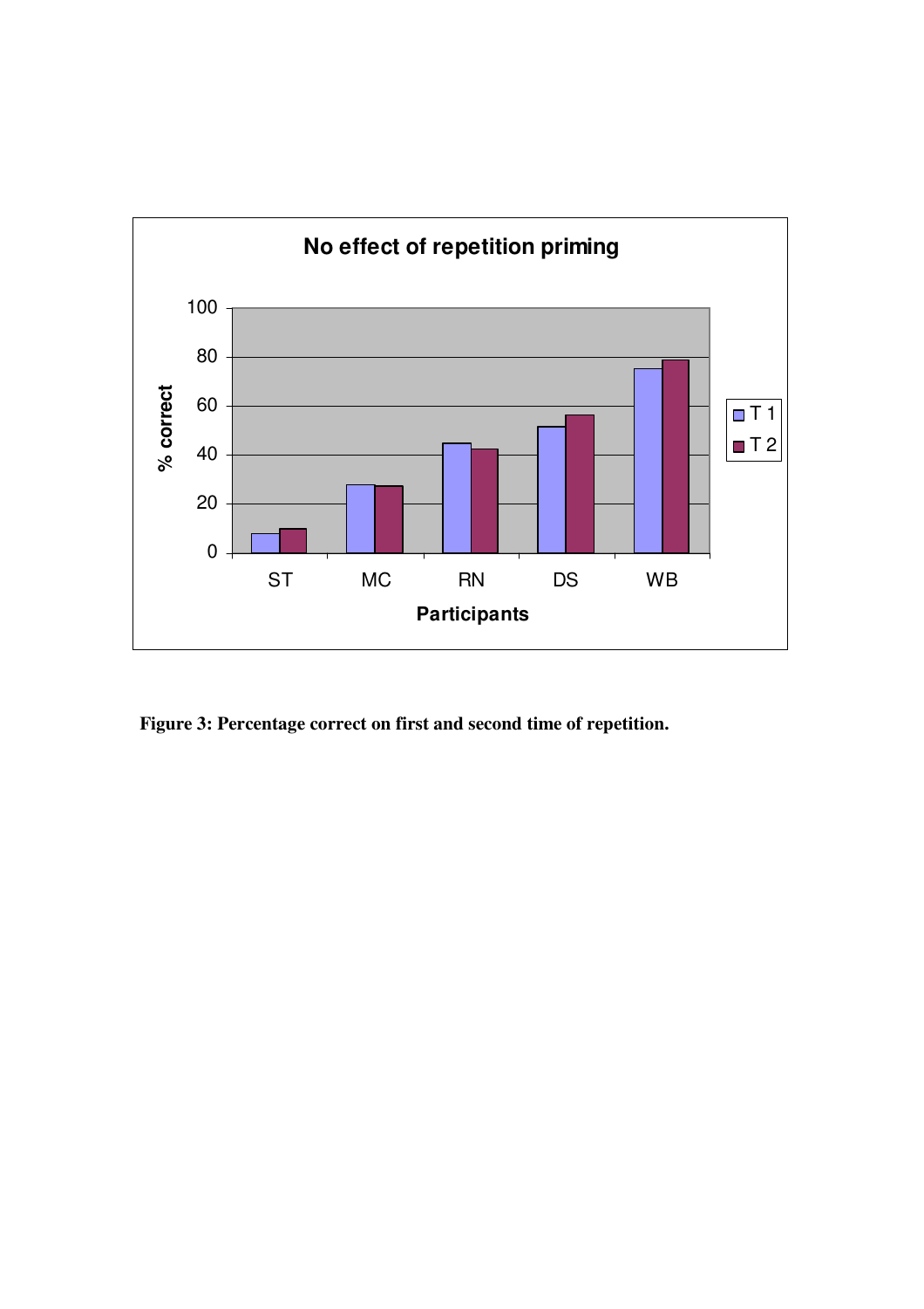Figure 3: Percentage correct on first and second time of repetition.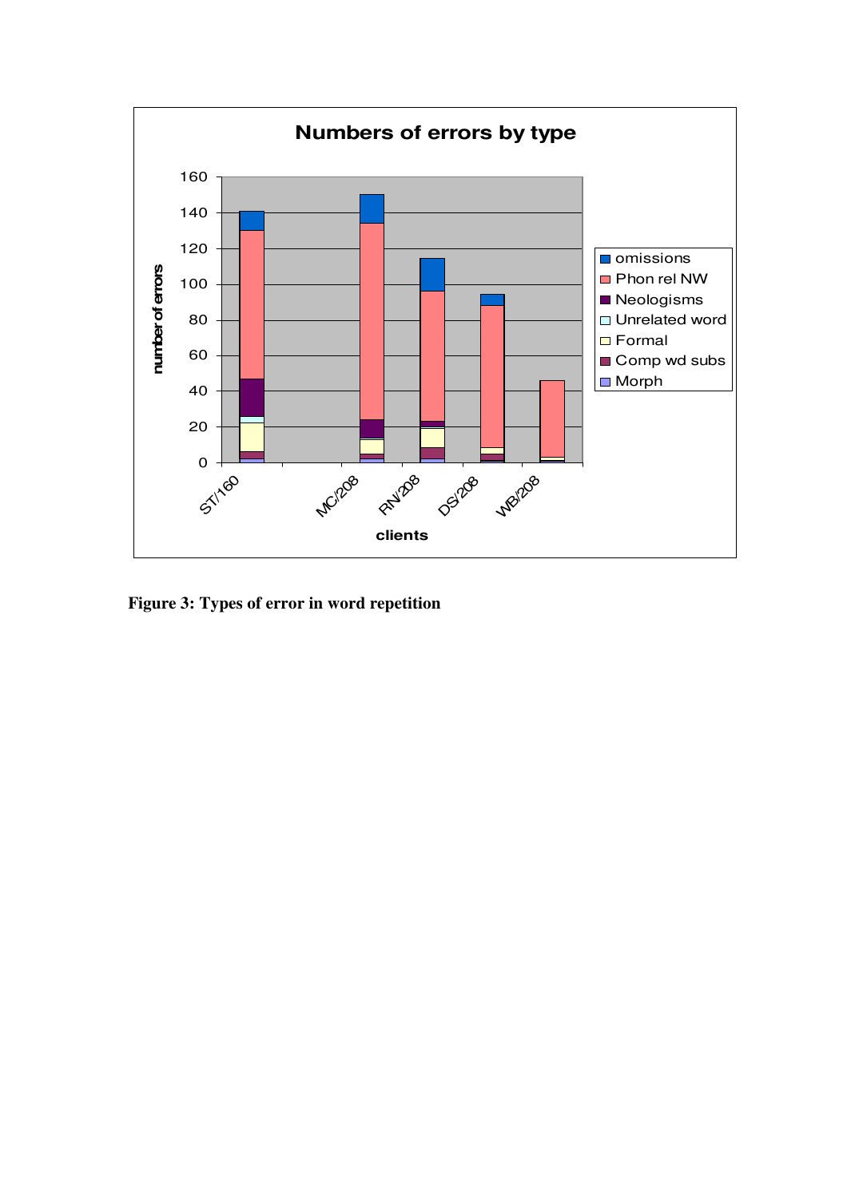**Figure 3: Types of error in word repetition**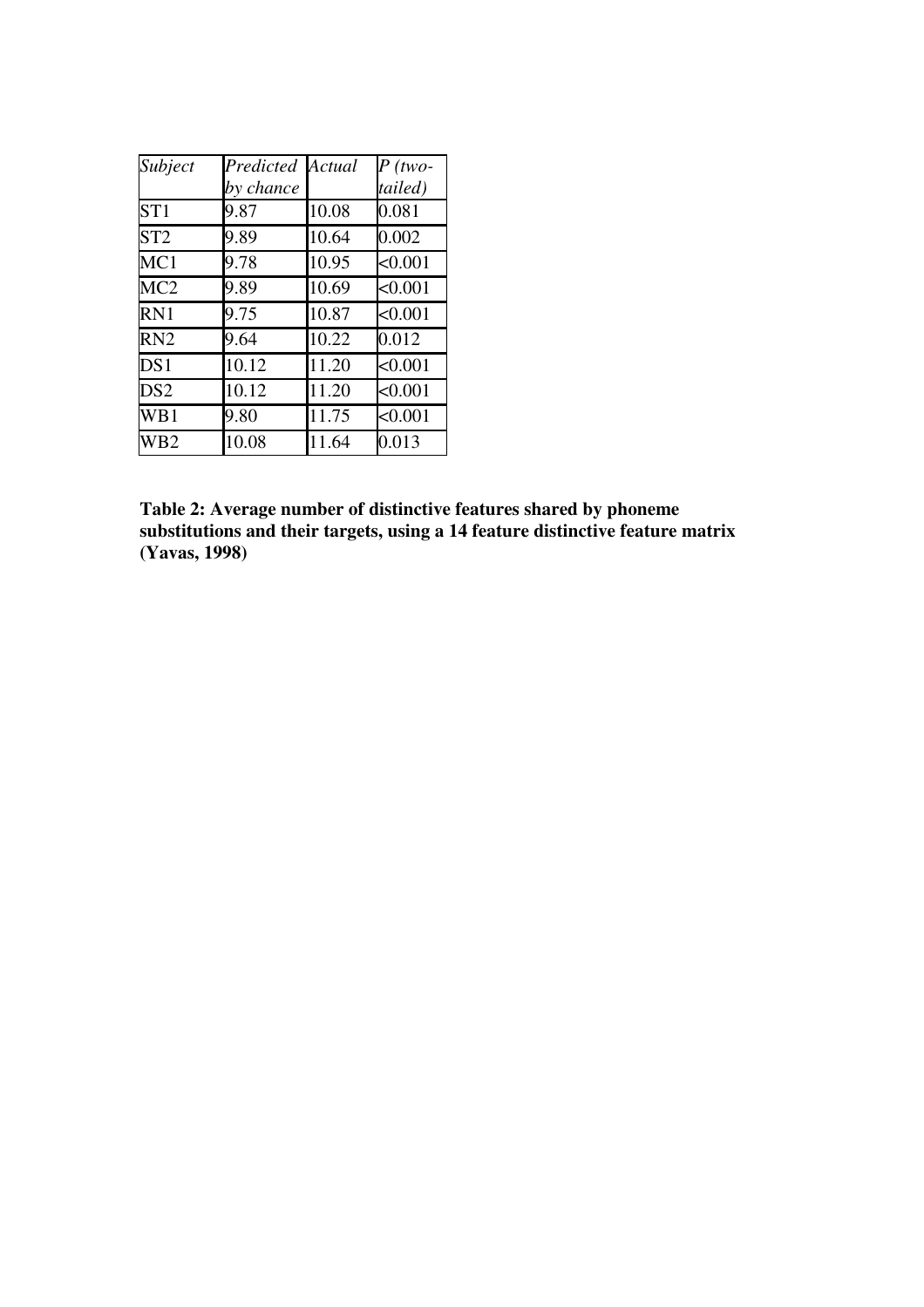| *Subject* | *Predicted by chance* | *Actual* | *P (two-tailed)* |
|---|---|---|---|
| ST1 | 9.87 | 10.08 | 0.081 |
| ST2 | 9.89 | 10.64 | 0.002 |
| MC1 | 9.78 | 10.95 | <0.001 |
| MC2 | 9.89 | 10.69 | <0.001 |
| RN1 | 9.75 | 10.87 | <0.001 |
| RN2 | 9.64 | 10.22 | 0.012 |
| DS1 | 10.12 | 11.20 | <0.001 |
| DS2 | 10.12 | 11.20 | <0.001 |
| WB1 | 9.80 | 11.75 | <0.001 |
| WB2 | 10.08 | 11.64 | 0.013 |

**Table 2: Average number of distinctive features shared by phoneme substitutions and their targets, using a 14 feature distinctive feature matrix (Yavas, 1998)**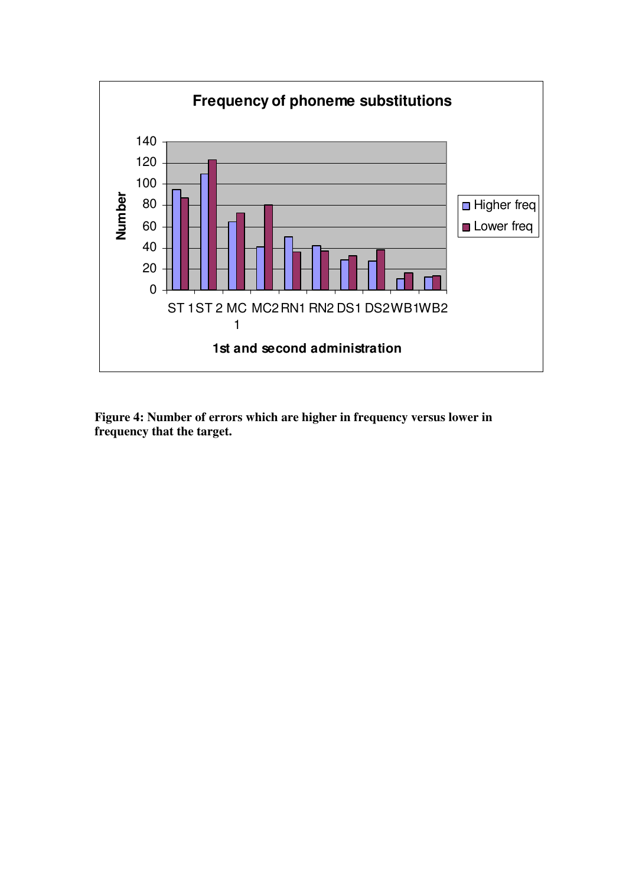**Figure 4: Number of errors which are higher in frequency versus lower in frequency that the target.**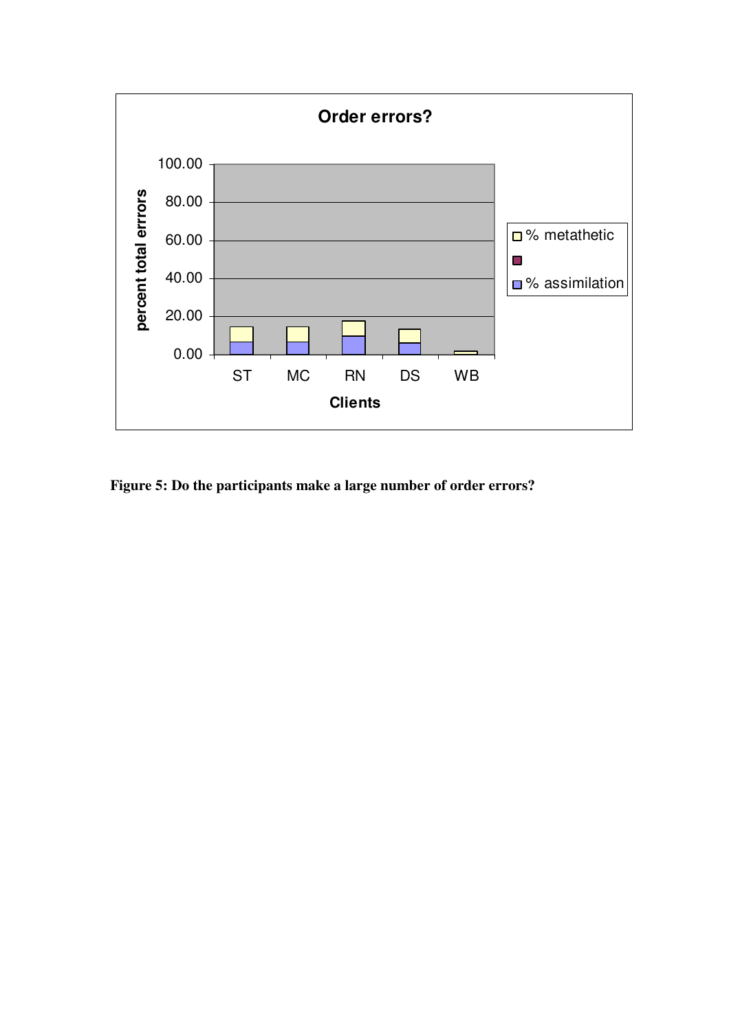Figure 5: Do the participants make a large number of order errors?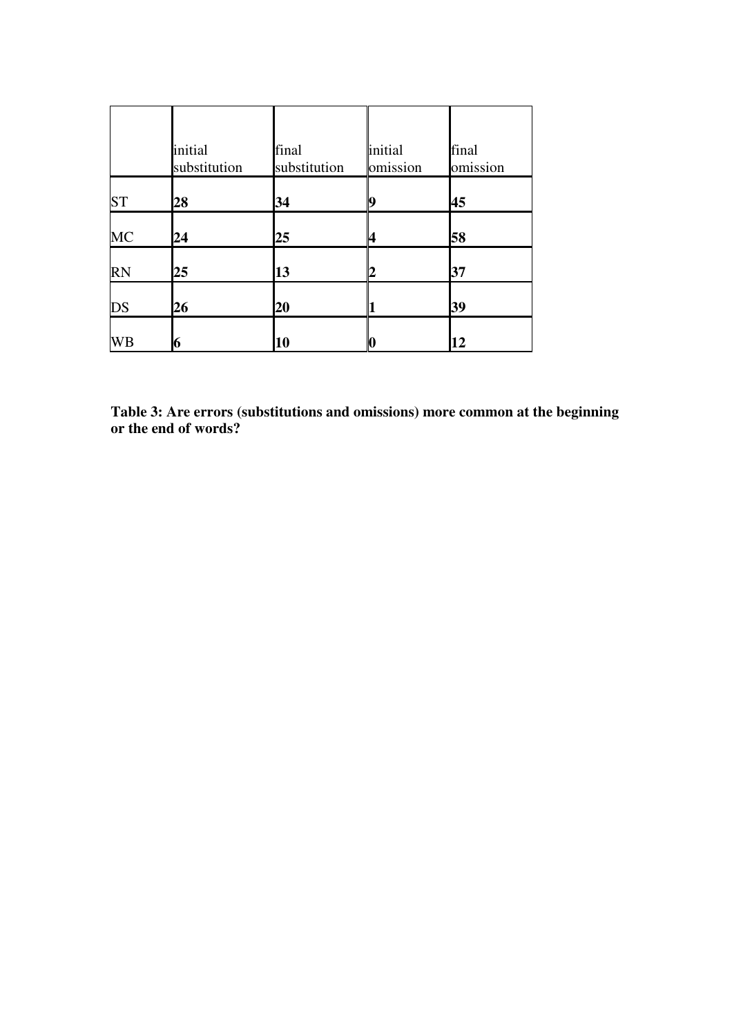| | initial substitution | final substitution | initial omission | final omission |
|---|---|---|---|---|
| ST | **28** | **34** | **9** | **45** |
| MC | **24** | **25** | **4** | **58** |
| RN | **25** | **13** | **2** | **37** |
| DS | **26** | **20** | **1** | **39** |
| WB | **6** | **10** | **0** | **12** |

**Table 3: Are errors (substitutions and omissions) more common at the beginning or the end of words?**